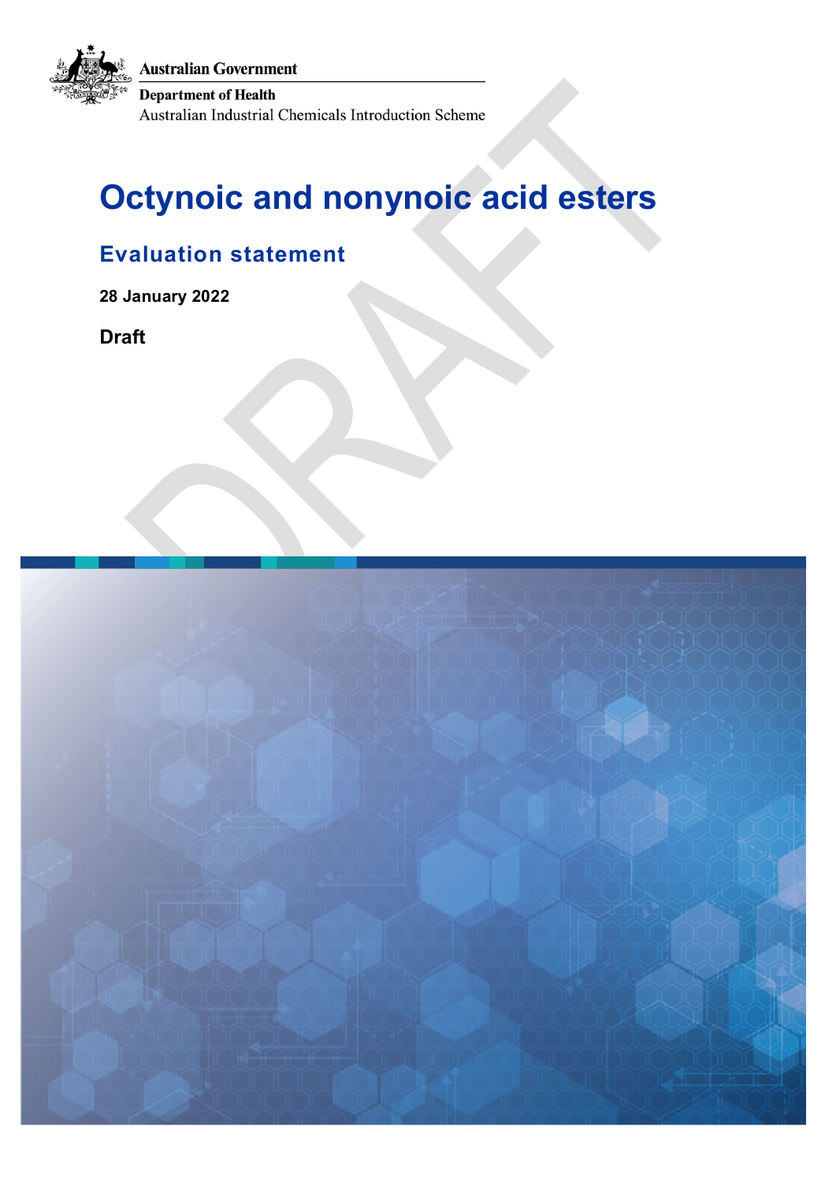Australian Government

Department of Health

Australian Industrial Chemicals Introduction Scheme

# Octynoic and nonynoic acid esters

## Evaluation statement

**28 January 2022**

**Draft**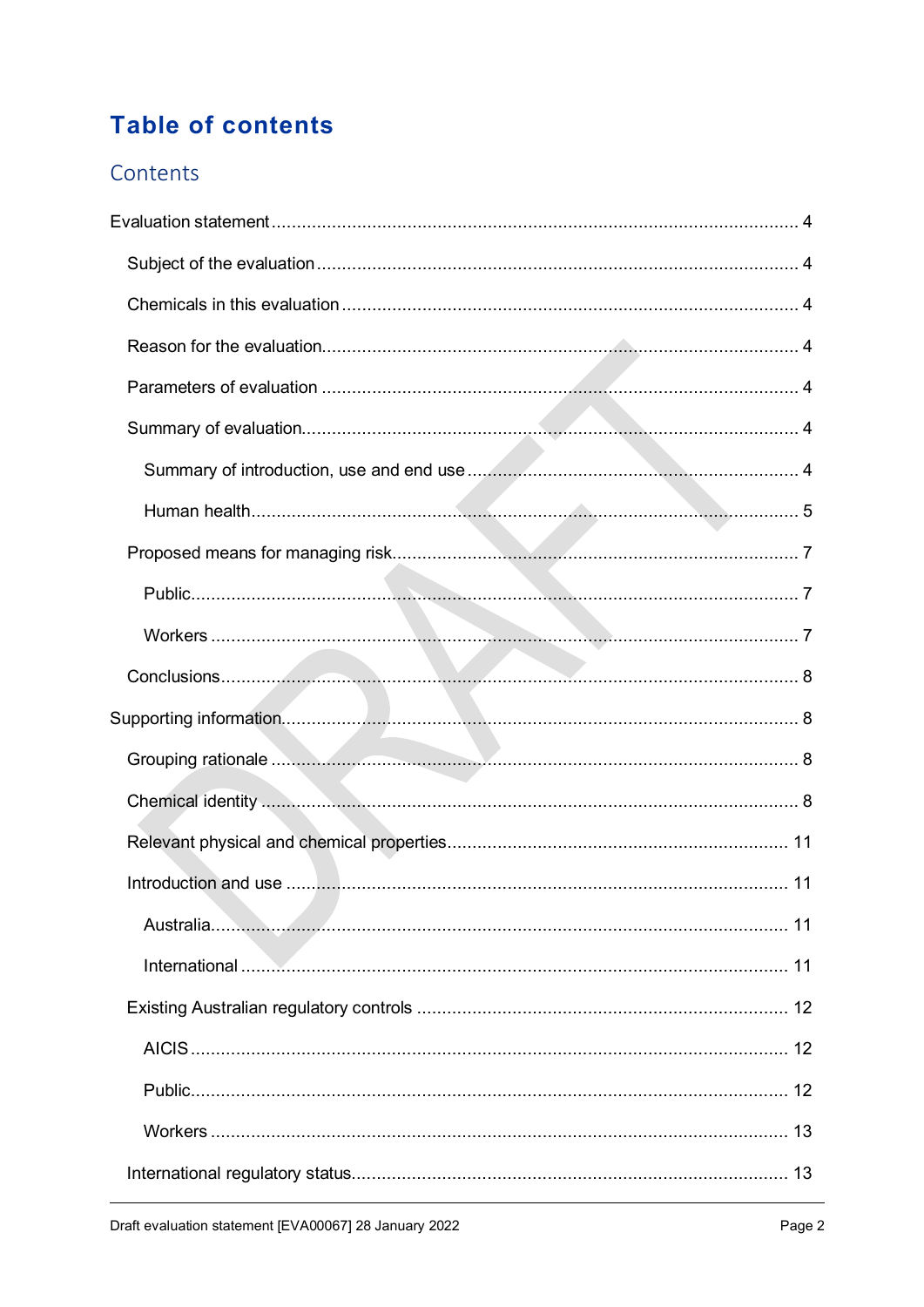# Table of contents

## Contents

Evaluation statement ........................................................................................................ 4

- Subject of the evaluation ................................................................................................ 4
- Chemicals in this evaluation .......................................................................................... 4
- Reason for the evaluation............................................................................................... 4
- Parameters of evaluation ............................................................................................... 4
- Summary of evaluation................................................................................................... 4
  - Summary of introduction, use and end use .................................................................. 4
  - Human health............................................................................................................ 5
- Proposed means for managing risk.................................................................................. 7
  - Public.......................................................................................................................... 7
  - Workers ...................................................................................................................... 7
- Conclusions.................................................................................................................... 8

Supporting information....................................................................................................... 8

- Grouping rationale ......................................................................................................... 8
- Chemical identity ........................................................................................................... 8
- Relevant physical and chemical properties.................................................................... 11
- Introduction and use ..................................................................................................... 11
  - Australia................................................................................................................... 11
  - International ............................................................................................................ 11
- Existing Australian regulatory controls .......................................................................... 12
  - AICIS ....................................................................................................................... 12
  - Public....................................................................................................................... 12
  - Workers ................................................................................................................... 13
- International regulatory status....................................................................................... 13

Draft evaluation statement [EVA00067] 28 January 2022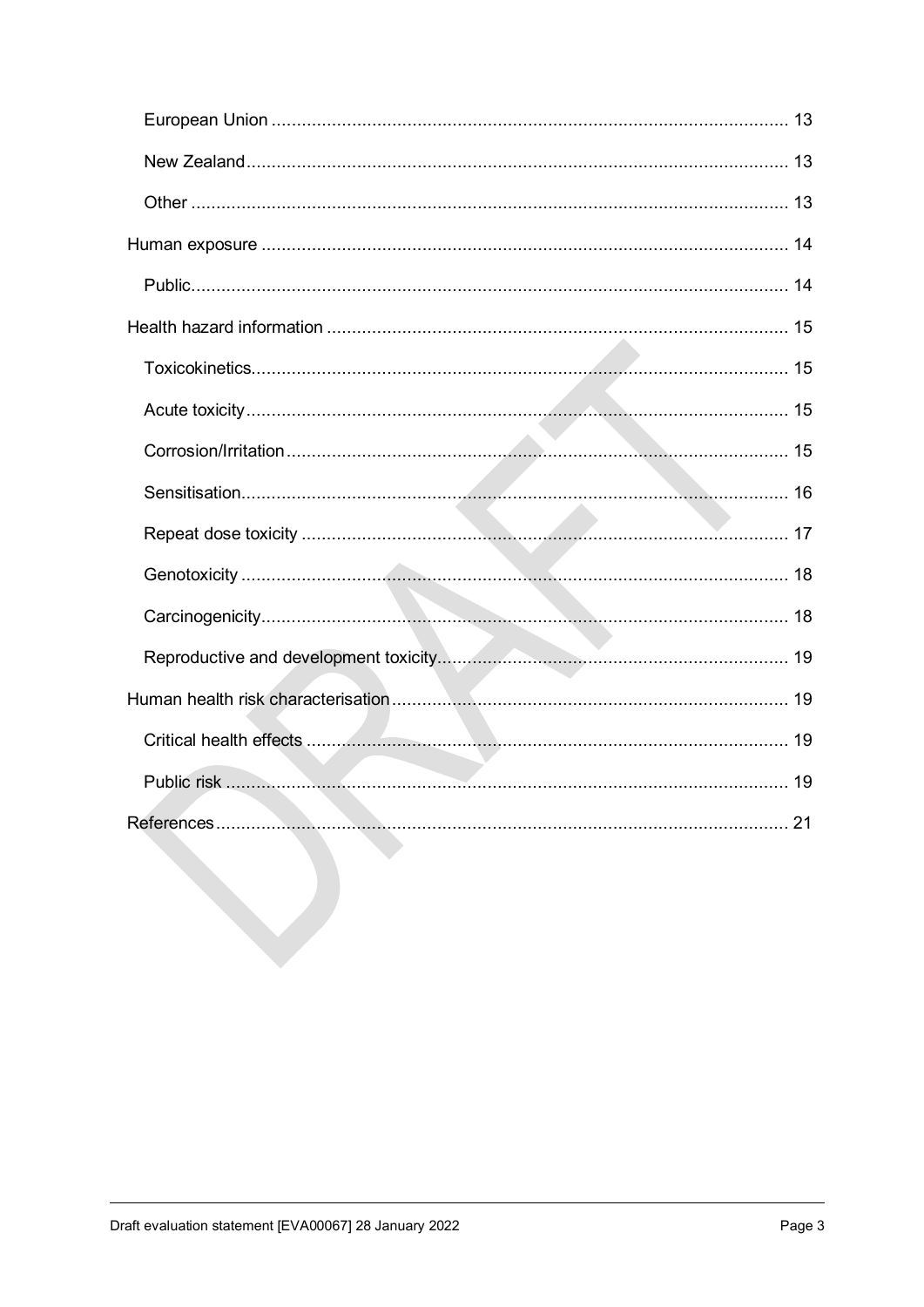European Union ........................................................................................................ 13

New Zealand ............................................................................................................. 13

Other ........................................................................................................................ 13

Human exposure .......................................................................................................... 14

Public ........................................................................................................................ 14

Health hazard information ............................................................................................ 15

Toxicokinetics ........................................................................................................... 15

Acute toxicity ............................................................................................................ 15

Corrosion/Irritation .................................................................................................... 15

Sensitisation ............................................................................................................. 16

Repeat dose toxicity ................................................................................................. 17

Genotoxicity ............................................................................................................. 18

Carcinogenicity ......................................................................................................... 18

Reproductive and development toxicity ..................................................................... 19

Human health risk characterisation ............................................................................... 19

Critical health effects ................................................................................................ 19

Public risk ................................................................................................................. 19

References ................................................................................................................... 21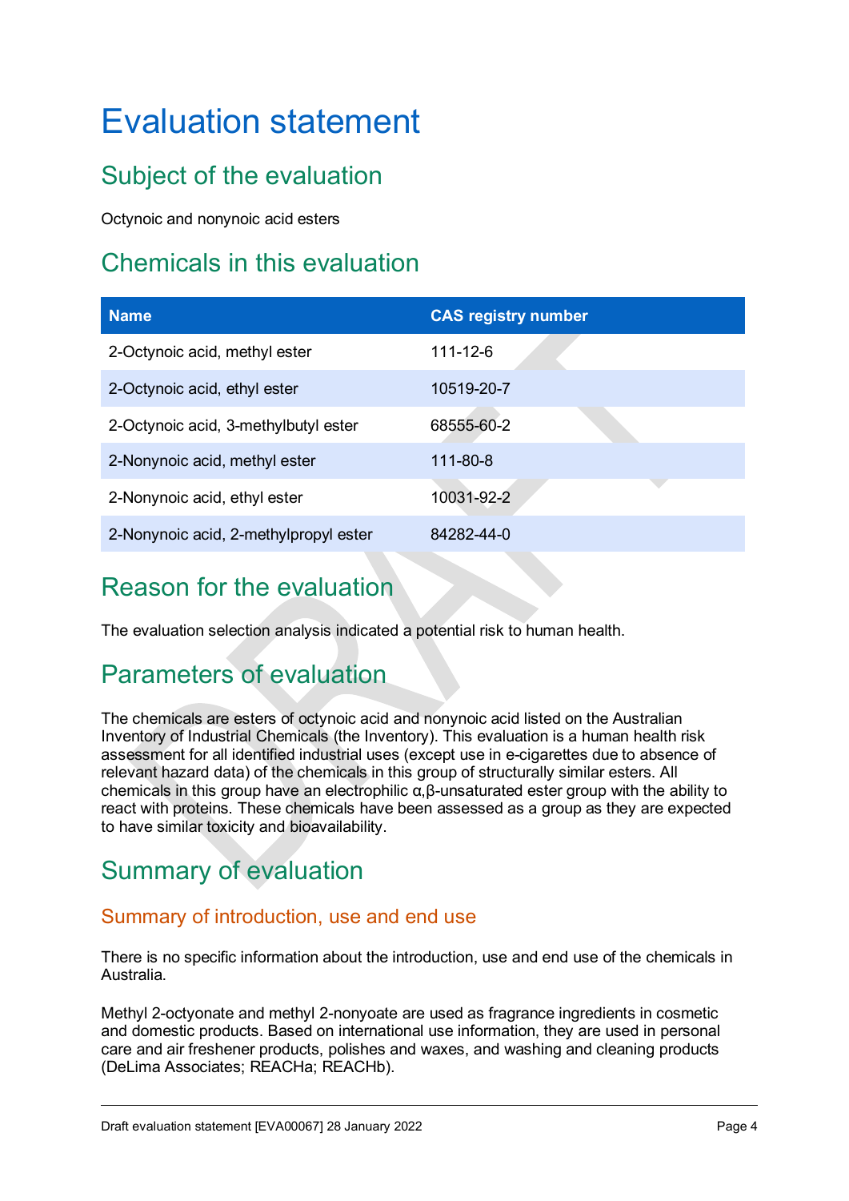# Evaluation statement

## Subject of the evaluation

Octynoic and nonynoic acid esters

## Chemicals in this evaluation

| Name | CAS registry number |
| --- | --- |
| 2-Octynoic acid, methyl ester | 111-12-6 |
| 2-Octynoic acid, ethyl ester | 10519-20-7 |
| 2-Octynoic acid, 3-methylbutyl ester | 68555-60-2 |
| 2-Nonynoic acid, methyl ester | 111-80-8 |
| 2-Nonynoic acid, ethyl ester | 10031-92-2 |
| 2-Nonynoic acid, 2-methylpropyl ester | 84282-44-0 |

## Reason for the evaluation

The evaluation selection analysis indicated a potential risk to human health.

## Parameters of evaluation

The chemicals are esters of octynoic acid and nonynoic acid listed on the Australian Inventory of Industrial Chemicals (the Inventory). This evaluation is a human health risk assessment for all identified industrial uses (except use in e-cigarettes due to absence of relevant hazard data) of the chemicals in this group of structurally similar esters. All chemicals in this group have an electrophilic α,β-unsaturated ester group with the ability to react with proteins. These chemicals have been assessed as a group as they are expected to have similar toxicity and bioavailability.

## Summary of evaluation

### Summary of introduction, use and end use

There is no specific information about the introduction, use and end use of the chemicals in Australia.

Methyl 2-octyonate and methyl 2-nonyoate are used as fragrance ingredients in cosmetic and domestic products. Based on international use information, they are used in personal care and air freshener products, polishes and waxes, and washing and cleaning products (DeLima Associates; REACHa; REACHb).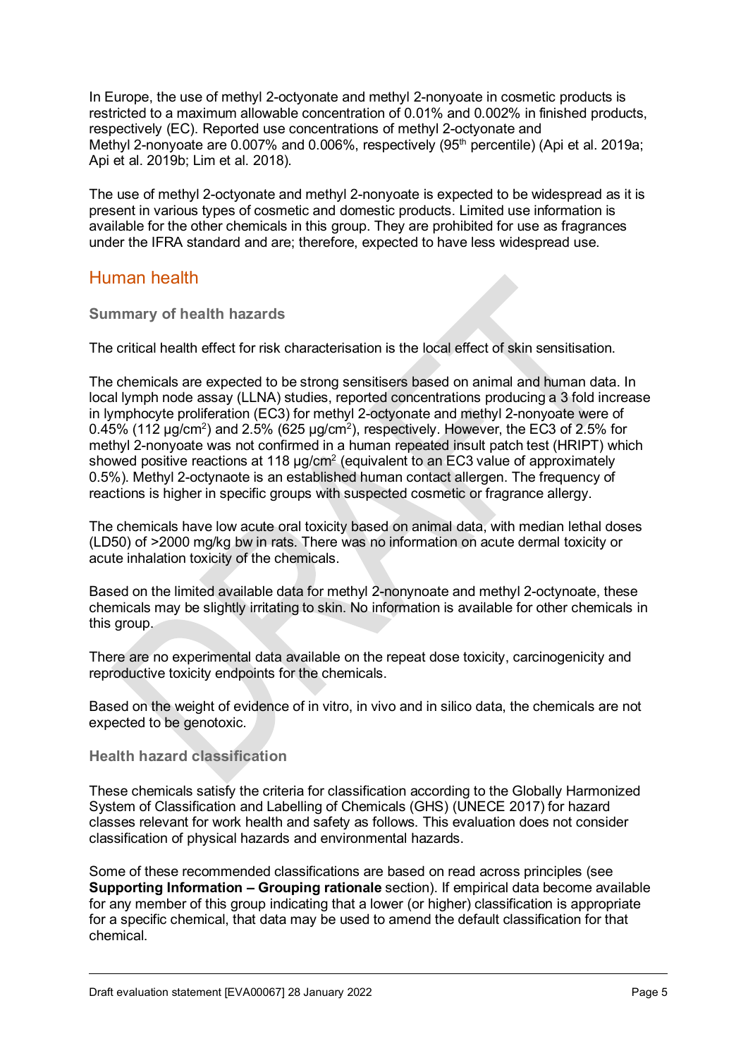In Europe, the use of methyl 2-octyonate and methyl 2-nonyoate in cosmetic products is restricted to a maximum allowable concentration of 0.01% and 0.002% in finished products, respectively (EC). Reported use concentrations of methyl 2-octyonate and Methyl 2-nonyoate are 0.007% and 0.006%, respectively (95th percentile) (Api et al. 2019a; Api et al. 2019b; Lim et al. 2018).

The use of methyl 2-octyonate and methyl 2-nonyoate is expected to be widespread as it is present in various types of cosmetic and domestic products. Limited use information is available for the other chemicals in this group. They are prohibited for use as fragrances under the IFRA standard and are; therefore, expected to have less widespread use.

## Human health

### Summary of health hazards

The critical health effect for risk characterisation is the local effect of skin sensitisation.

The chemicals are expected to be strong sensitisers based on animal and human data. In local lymph node assay (LLNA) studies, reported concentrations producing a 3 fold increase in lymphocyte proliferation (EC3) for methyl 2-octyonate and methyl 2-nonyoate were of 0.45% (112 µg/cm$^2$) and 2.5% (625 µg/cm$^2$), respectively. However, the EC3 of 2.5% for methyl 2-nonyoate was not confirmed in a human repeated insult patch test (HRIPT) which showed positive reactions at 118 µg/cm$^2$ (equivalent to an EC3 value of approximately 0.5%). Methyl 2-octynaote is an established human contact allergen. The frequency of reactions is higher in specific groups with suspected cosmetic or fragrance allergy.

The chemicals have low acute oral toxicity based on animal data, with median lethal doses (LD50) of >2000 mg/kg bw in rats. There was no information on acute dermal toxicity or acute inhalation toxicity of the chemicals.

Based on the limited available data for methyl 2-nonynoate and methyl 2-octynoate, these chemicals may be slightly irritating to skin. No information is available for other chemicals in this group.

There are no experimental data available on the repeat dose toxicity, carcinogenicity and reproductive toxicity endpoints for the chemicals.

Based on the weight of evidence of in vitro, in vivo and in silico data, the chemicals are not expected to be genotoxic.

### Health hazard classification

These chemicals satisfy the criteria for classification according to the Globally Harmonized System of Classification and Labelling of Chemicals (GHS) (UNECE 2017) for hazard classes relevant for work health and safety as follows. This evaluation does not consider classification of physical hazards and environmental hazards.

Some of these recommended classifications are based on read across principles (see **Supporting Information – Grouping rationale** section). If empirical data become available for any member of this group indicating that a lower (or higher) classification is appropriate for a specific chemical, that data may be used to amend the default classification for that chemical.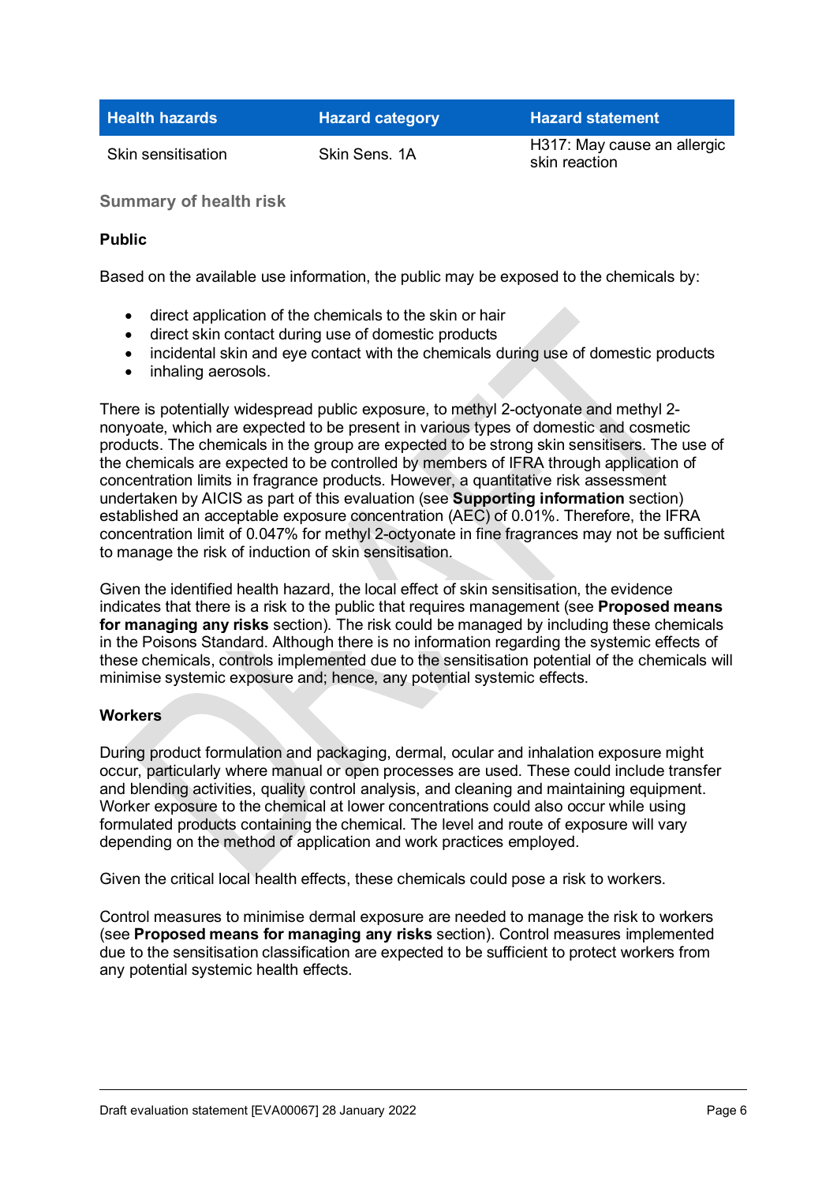| Health hazards | Hazard category | Hazard statement |
| --- | --- | --- |
| Skin sensitisation | Skin Sens. 1A | H317: May cause an allergic skin reaction |

### Summary of health risk

#### Public

Based on the available use information, the public may be exposed to the chemicals by:

- direct application of the chemicals to the skin or hair
- direct skin contact during use of domestic products
- incidental skin and eye contact with the chemicals during use of domestic products
- inhaling aerosols.

There is potentially widespread public exposure, to methyl 2-octyonate and methyl 2-nonyoate, which are expected to be present in various types of domestic and cosmetic products. The chemicals in the group are expected to be strong skin sensitisers. The use of the chemicals are expected to be controlled by members of IFRA through application of concentration limits in fragrance products. However, a quantitative risk assessment undertaken by AICIS as part of this evaluation (see **Supporting information** section) established an acceptable exposure concentration (AEC) of 0.01%. Therefore, the IFRA concentration limit of 0.047% for methyl 2-octyonate in fine fragrances may not be sufficient to manage the risk of induction of skin sensitisation.

Given the identified health hazard, the local effect of skin sensitisation, the evidence indicates that there is a risk to the public that requires management (see **Proposed means for managing any risks** section). The risk could be managed by including these chemicals in the Poisons Standard. Although there is no information regarding the systemic effects of these chemicals, controls implemented due to the sensitisation potential of the chemicals will minimise systemic exposure and; hence, any potential systemic effects.

#### Workers

During product formulation and packaging, dermal, ocular and inhalation exposure might occur, particularly where manual or open processes are used. These could include transfer and blending activities, quality control analysis, and cleaning and maintaining equipment. Worker exposure to the chemical at lower concentrations could also occur while using formulated products containing the chemical. The level and route of exposure will vary depending on the method of application and work practices employed.

Given the critical local health effects, these chemicals could pose a risk to workers.

Control measures to minimise dermal exposure are needed to manage the risk to workers (see **Proposed means for managing any risks** section). Control measures implemented due to the sensitisation classification are expected to be sufficient to protect workers from any potential systemic health effects.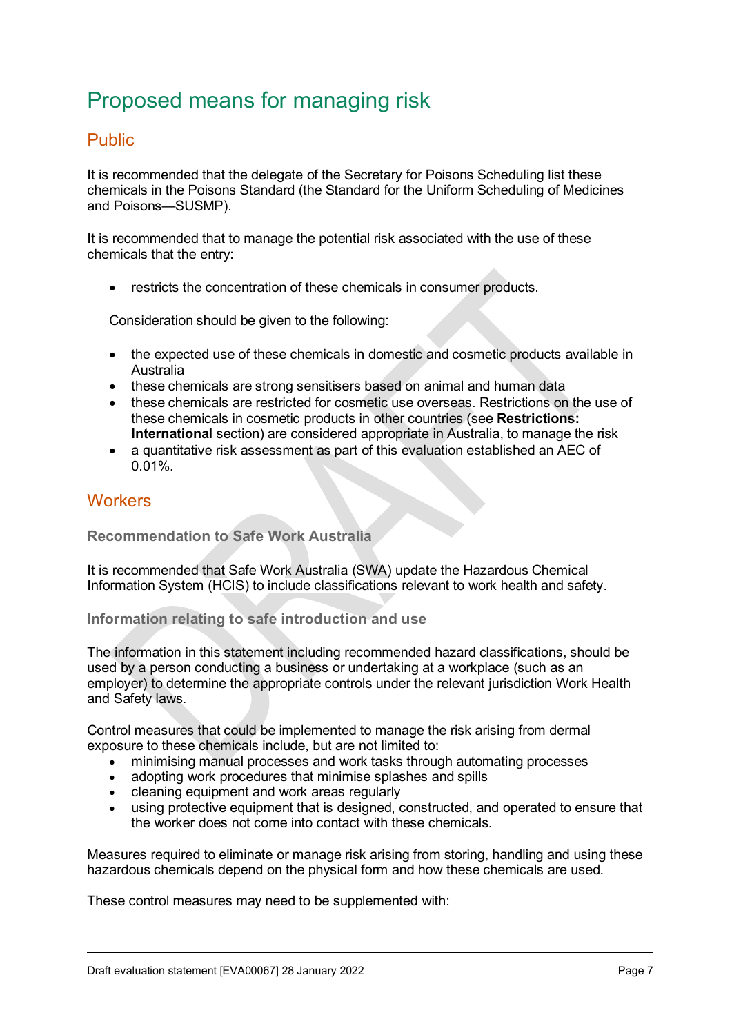# Proposed means for managing risk

## Public

It is recommended that the delegate of the Secretary for Poisons Scheduling list these chemicals in the Poisons Standard (the Standard for the Uniform Scheduling of Medicines and Poisons—SUSMP).

It is recommended that to manage the potential risk associated with the use of these chemicals that the entry:

- restricts the concentration of these chemicals in consumer products.

Consideration should be given to the following:

- the expected use of these chemicals in domestic and cosmetic products available in Australia
- these chemicals are strong sensitisers based on animal and human data
- these chemicals are restricted for cosmetic use overseas. Restrictions on the use of these chemicals in cosmetic products in other countries (see **Restrictions: International** section) are considered appropriate in Australia, to manage the risk
- a quantitative risk assessment as part of this evaluation established an AEC of 0.01%.

## Workers

### Recommendation to Safe Work Australia

It is recommended that Safe Work Australia (SWA) update the Hazardous Chemical Information System (HCIS) to include classifications relevant to work health and safety.

### Information relating to safe introduction and use

The information in this statement including recommended hazard classifications, should be used by a person conducting a business or undertaking at a workplace (such as an employer) to determine the appropriate controls under the relevant jurisdiction Work Health and Safety laws.

Control measures that could be implemented to manage the risk arising from dermal exposure to these chemicals include, but are not limited to:

- minimising manual processes and work tasks through automating processes
- adopting work procedures that minimise splashes and spills
- cleaning equipment and work areas regularly
- using protective equipment that is designed, constructed, and operated to ensure that the worker does not come into contact with these chemicals.

Measures required to eliminate or manage risk arising from storing, handling and using these hazardous chemicals depend on the physical form and how these chemicals are used.

These control measures may need to be supplemented with: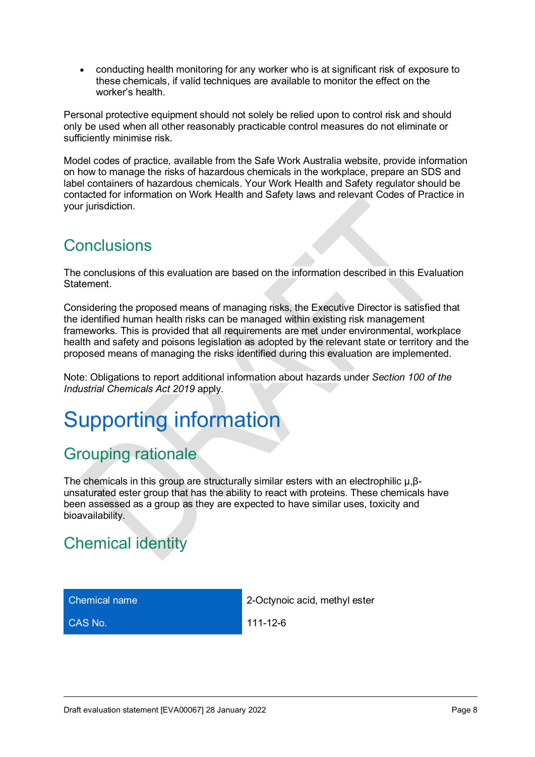- conducting health monitoring for any worker who is at significant risk of exposure to these chemicals, if valid techniques are available to monitor the effect on the worker's health.

Personal protective equipment should not solely be relied upon to control risk and should only be used when all other reasonably practicable control measures do not eliminate or sufficiently minimise risk.

Model codes of practice, available from the Safe Work Australia website, provide information on how to manage the risks of hazardous chemicals in the workplace, prepare an SDS and label containers of hazardous chemicals. Your Work Health and Safety regulator should be contacted for information on Work Health and Safety laws and relevant Codes of Practice in your jurisdiction.

## Conclusions

The conclusions of this evaluation are based on the information described in this Evaluation Statement.

Considering the proposed means of managing risks, the Executive Director is satisfied that the identified human health risks can be managed within existing risk management frameworks. This is provided that all requirements are met under environmental, workplace health and safety and poisons legislation as adopted by the relevant state or territory and the proposed means of managing the risks identified during this evaluation are implemented.

Note: Obligations to report additional information about hazards under *Section 100 of the Industrial Chemicals Act 2019* apply.

# Supporting information

## Grouping rationale

The chemicals in this group are structurally similar esters with an electrophilic μ,β-unsaturated ester group that has the ability to react with proteins. These chemicals have been assessed as a group as they are expected to have similar uses, toxicity and bioavailability.

## Chemical identity

| Chemical name | 2-Octynoic acid, methyl ester |
|---|---|
| CAS No. | 111-12-6 |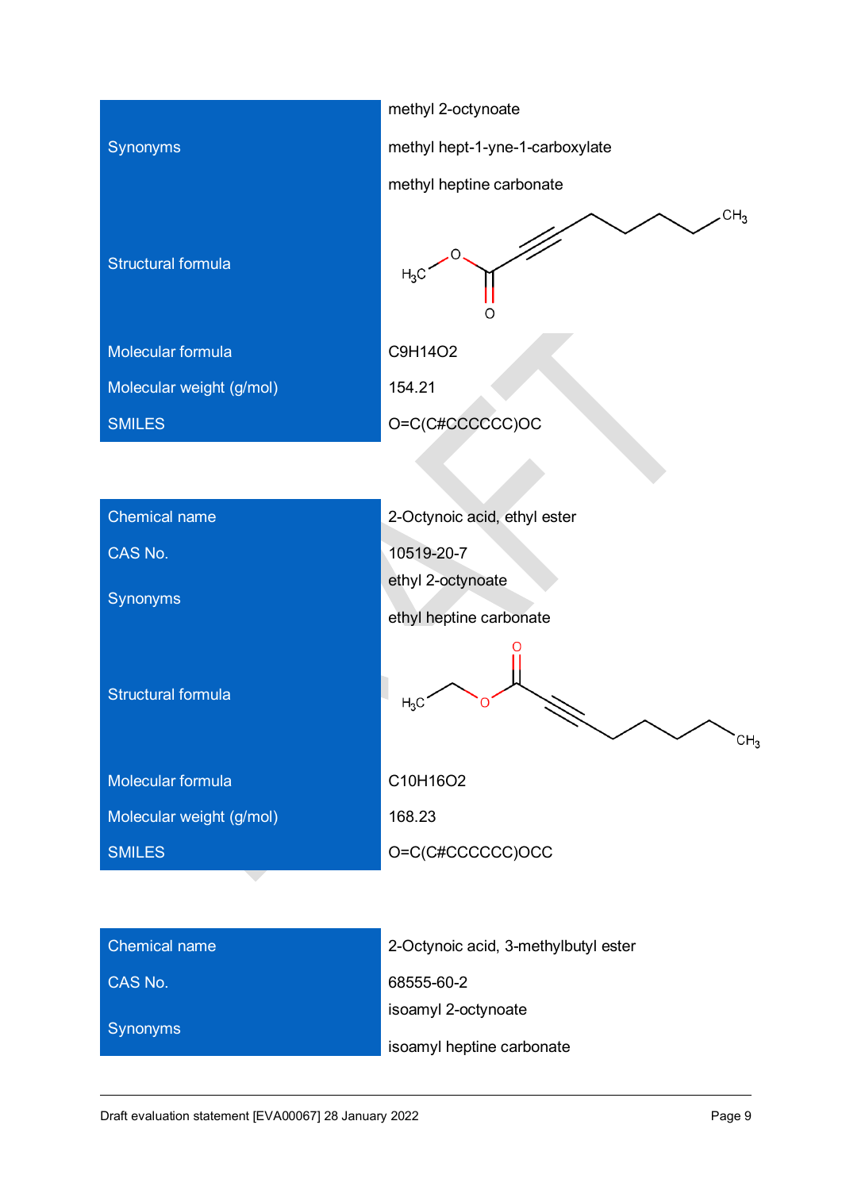| | |
|---|---|
| Synonyms | methyl 2-octynoate<br>methyl hept-1-yne-1-carboxylate<br>methyl heptine carbonate |
| Structural formula | |
| Molecular formula | C9H14O2 |
| Molecular weight (g/mol) | 154.21 |
| SMILES | O=C(C#CCCCCC)OC |

| | |
|---|---|
| Chemical name | 2-Octynoic acid, ethyl ester |
| CAS No. | 10519-20-7 |
| Synonyms | ethyl 2-octynoate<br>ethyl heptine carbonate |
| Structural formula | |
| Molecular formula | C10H16O2 |
| Molecular weight (g/mol) | 168.23 |
| SMILES | O=C(C#CCCCCC)OCC |

| | |
|---|---|
| Chemical name | 2-Octynoic acid, 3-methylbutyl ester |
| CAS No. | 68555-60-2 |
| Synonyms | isoamyl 2-octynoate<br>isoamyl heptine carbonate |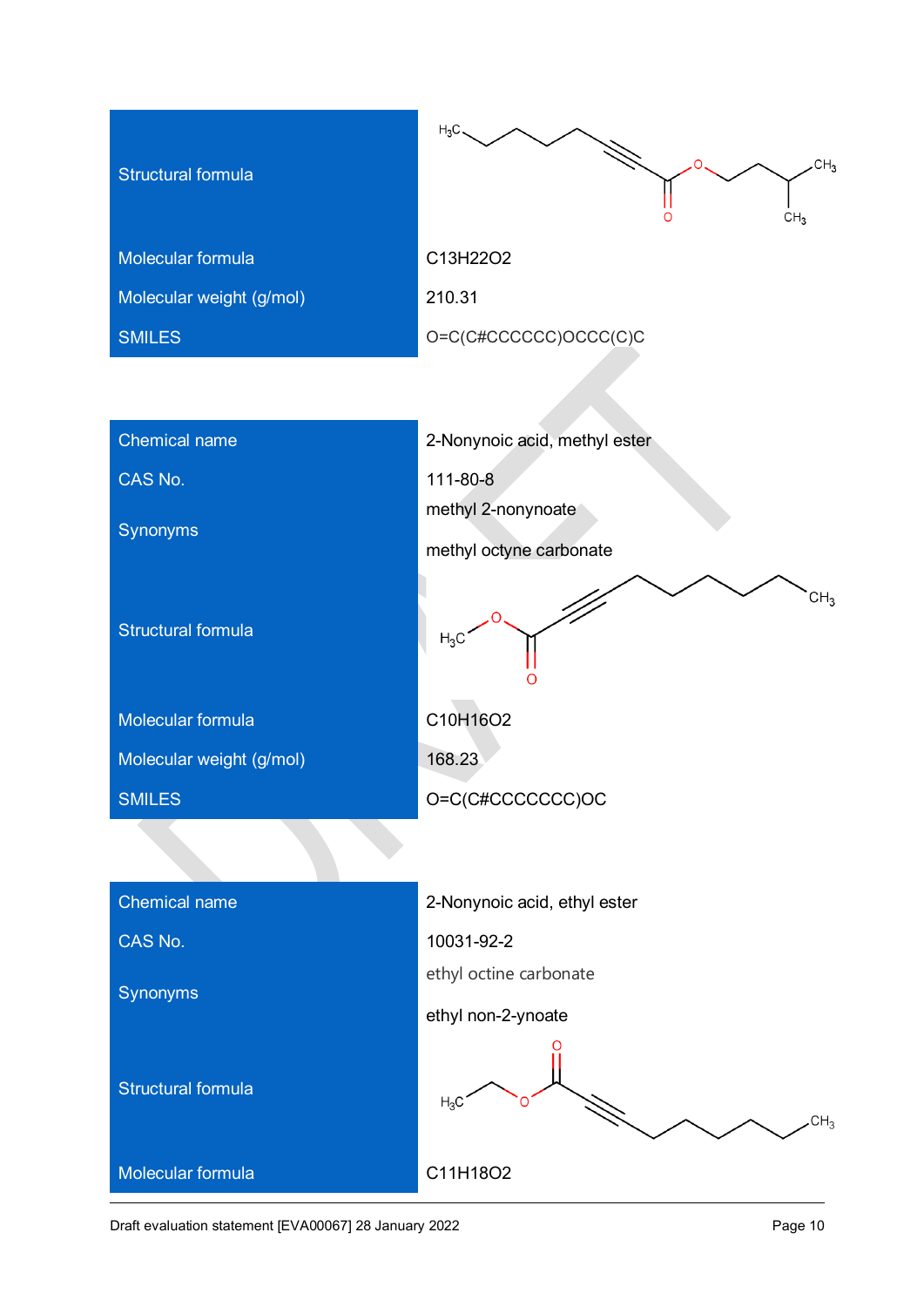| Structural formula | |
|---|---|
| Molecular formula | C13H22O2 |
| Molecular weight (g/mol) | 210.31 |
| SMILES | O=C(C#CCCCCC)OCCC(C)C |

| Chemical name | 2-Nonynoic acid, methyl ester |
|---|---|
| CAS No. | 111-80-8 |
| Synonyms | methyl 2-nonynoate<br>methyl octyne carbonate |
| Structural formula | |
| Molecular formula | C10H16O2 |
| Molecular weight (g/mol) | 168.23 |
| SMILES | O=C(C#CCCCCCC)OC |

| Chemical name | 2-Nonynoic acid, ethyl ester |
|---|---|
| CAS No. | 10031-92-2 |
| Synonyms | ethyl octine carbonate<br>ethyl non-2-ynoate |
| Structural formula | |
| Molecular formula | C11H18O2 |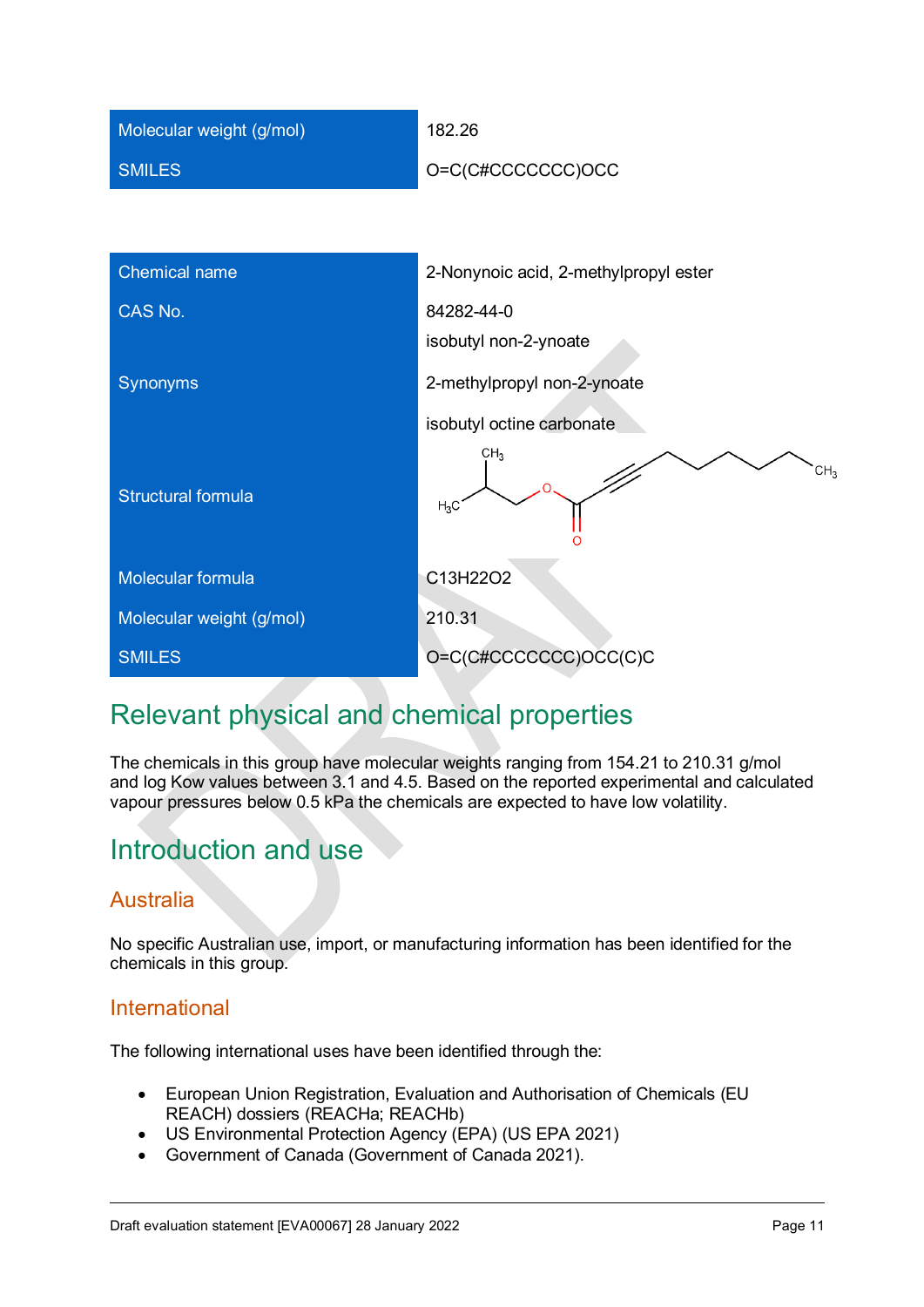| | |
|---|---|
| Molecular weight (g/mol) | 182.26 |
| SMILES | O=C(C#CCCCCCC)OCC |

| | |
|---|---|
| Chemical name | 2-Nonynoic acid, 2-methylpropyl ester |
| CAS No. | 84282-44-0 |
| Synonyms | isobutyl non-2-ynoate<br>2-methylpropyl non-2-ynoate<br>isobutyl octine carbonate |
| Structural formula | |
| Molecular formula | C13H22O2 |
| Molecular weight (g/mol) | 210.31 |
| SMILES | O=C(C#CCCCCCC)OCC(C)C |

## Relevant physical and chemical properties

The chemicals in this group have molecular weights ranging from 154.21 to 210.31 g/mol and log Kow values between 3.1 and 4.5. Based on the reported experimental and calculated vapour pressures below 0.5 kPa the chemicals are expected to have low volatility.

## Introduction and use

### Australia

No specific Australian use, import, or manufacturing information has been identified for the chemicals in this group.

### International

The following international uses have been identified through the:

- European Union Registration, Evaluation and Authorisation of Chemicals (EU REACH) dossiers (REACHa; REACHb)
- US Environmental Protection Agency (EPA) (US EPA 2021)
- Government of Canada (Government of Canada 2021).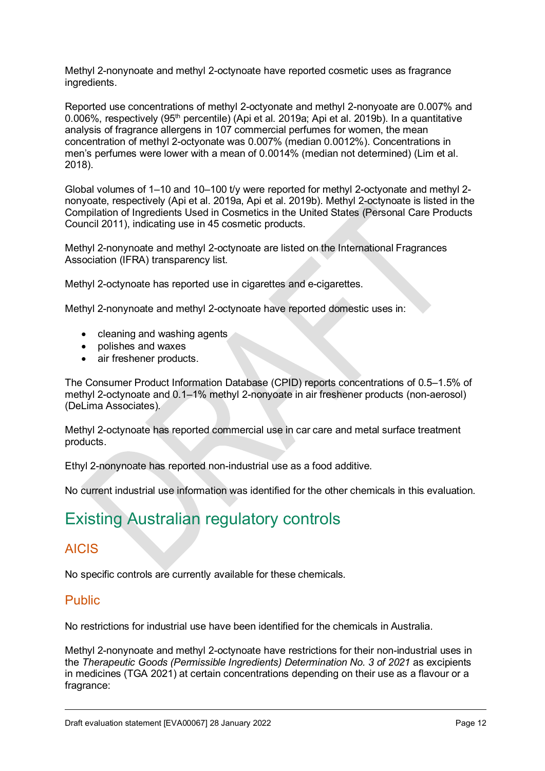Methyl 2-nonynoate and methyl 2-octynoate have reported cosmetic uses as fragrance ingredients.

Reported use concentrations of methyl 2-octyonate and methyl 2-nonyoate are 0.007% and 0.006%, respectively (95th percentile) (Api et al. 2019a; Api et al. 2019b). In a quantitative analysis of fragrance allergens in 107 commercial perfumes for women, the mean concentration of methyl 2-octyonate was 0.007% (median 0.0012%). Concentrations in men's perfumes were lower with a mean of 0.0014% (median not determined) (Lim et al. 2018).

Global volumes of 1–10 and 10–100 t/y were reported for methyl 2-octyonate and methyl 2-nonyoate, respectively (Api et al. 2019a, Api et al. 2019b). Methyl 2-octynoate is listed in the Compilation of Ingredients Used in Cosmetics in the United States (Personal Care Products Council 2011), indicating use in 45 cosmetic products.

Methyl 2-nonynoate and methyl 2-octynoate are listed on the International Fragrances Association (IFRA) transparency list.

Methyl 2-octynoate has reported use in cigarettes and e-cigarettes.

Methyl 2-nonynoate and methyl 2-octynoate have reported domestic uses in:

- cleaning and washing agents
- polishes and waxes
- air freshener products.

The Consumer Product Information Database (CPID) reports concentrations of 0.5–1.5% of methyl 2-octynoate and 0.1–1% methyl 2-nonyoate in air freshener products (non-aerosol) (DeLima Associates).

Methyl 2-octynoate has reported commercial use in car care and metal surface treatment products.

Ethyl 2-nonynoate has reported non-industrial use as a food additive.

No current industrial use information was identified for the other chemicals in this evaluation.

# Existing Australian regulatory controls

## AICIS

No specific controls are currently available for these chemicals.

## Public

No restrictions for industrial use have been identified for the chemicals in Australia.

Methyl 2-nonynoate and methyl 2-octynoate have restrictions for their non-industrial uses in the *Therapeutic Goods (Permissible Ingredients) Determination No. 3 of 2021* as excipients in medicines (TGA 2021) at certain concentrations depending on their use as a flavour or a fragrance: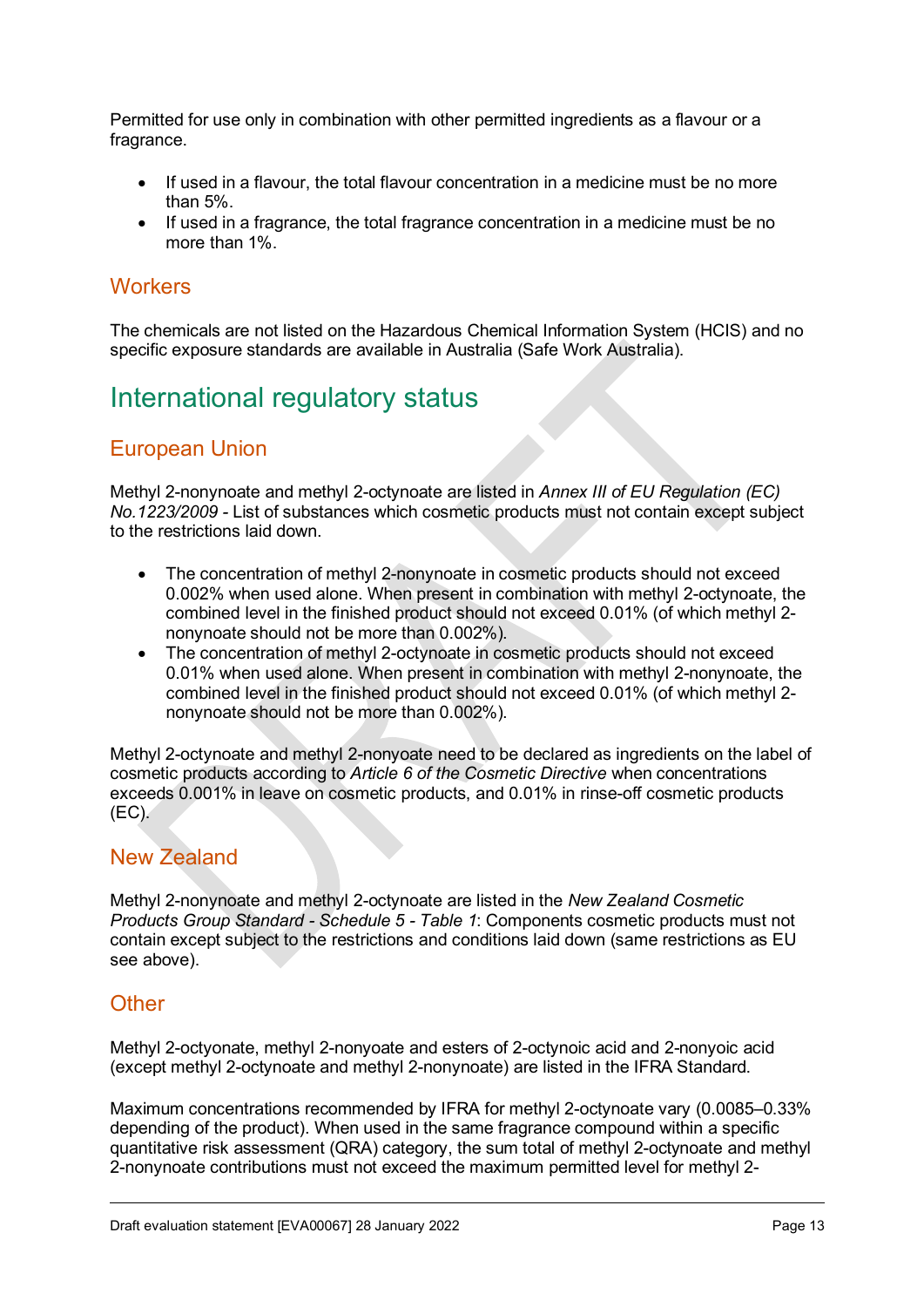Permitted for use only in combination with other permitted ingredients as a flavour or a fragrance.

- If used in a flavour, the total flavour concentration in a medicine must be no more than 5%.
- If used in a fragrance, the total fragrance concentration in a medicine must be no more than 1%.

### Workers

The chemicals are not listed on the Hazardous Chemical Information System (HCIS) and no specific exposure standards are available in Australia (Safe Work Australia).

## International regulatory status

### European Union

Methyl 2-nonynoate and methyl 2-octynoate are listed in *Annex III of EU Regulation (EC) No.1223/2009* - List of substances which cosmetic products must not contain except subject to the restrictions laid down.

- The concentration of methyl 2-nonynoate in cosmetic products should not exceed 0.002% when used alone. When present in combination with methyl 2-octynoate, the combined level in the finished product should not exceed 0.01% (of which methyl 2-nonynoate should not be more than 0.002%).
- The concentration of methyl 2-octynoate in cosmetic products should not exceed 0.01% when used alone. When present in combination with methyl 2-nonynoate, the combined level in the finished product should not exceed 0.01% (of which methyl 2-nonynoate should not be more than 0.002%).

Methyl 2-octynoate and methyl 2-nonyoate need to be declared as ingredients on the label of cosmetic products according to *Article 6 of the Cosmetic Directive* when concentrations exceeds 0.001% in leave on cosmetic products, and 0.01% in rinse-off cosmetic products (EC).

### New Zealand

Methyl 2-nonynoate and methyl 2-octynoate are listed in the *New Zealand Cosmetic Products Group Standard - Schedule 5 - Table 1*: Components cosmetic products must not contain except subject to the restrictions and conditions laid down (same restrictions as EU see above).

### Other

Methyl 2-octyonate, methyl 2-nonyoate and esters of 2-octynoic acid and 2-nonyoic acid (except methyl 2-octynoate and methyl 2-nonynoate) are listed in the IFRA Standard.

Maximum concentrations recommended by IFRA for methyl 2-octynoate vary (0.0085–0.33% depending of the product). When used in the same fragrance compound within a specific quantitative risk assessment (QRA) category, the sum total of methyl 2-octynoate and methyl 2-nonynoate contributions must not exceed the maximum permitted level for methyl 2-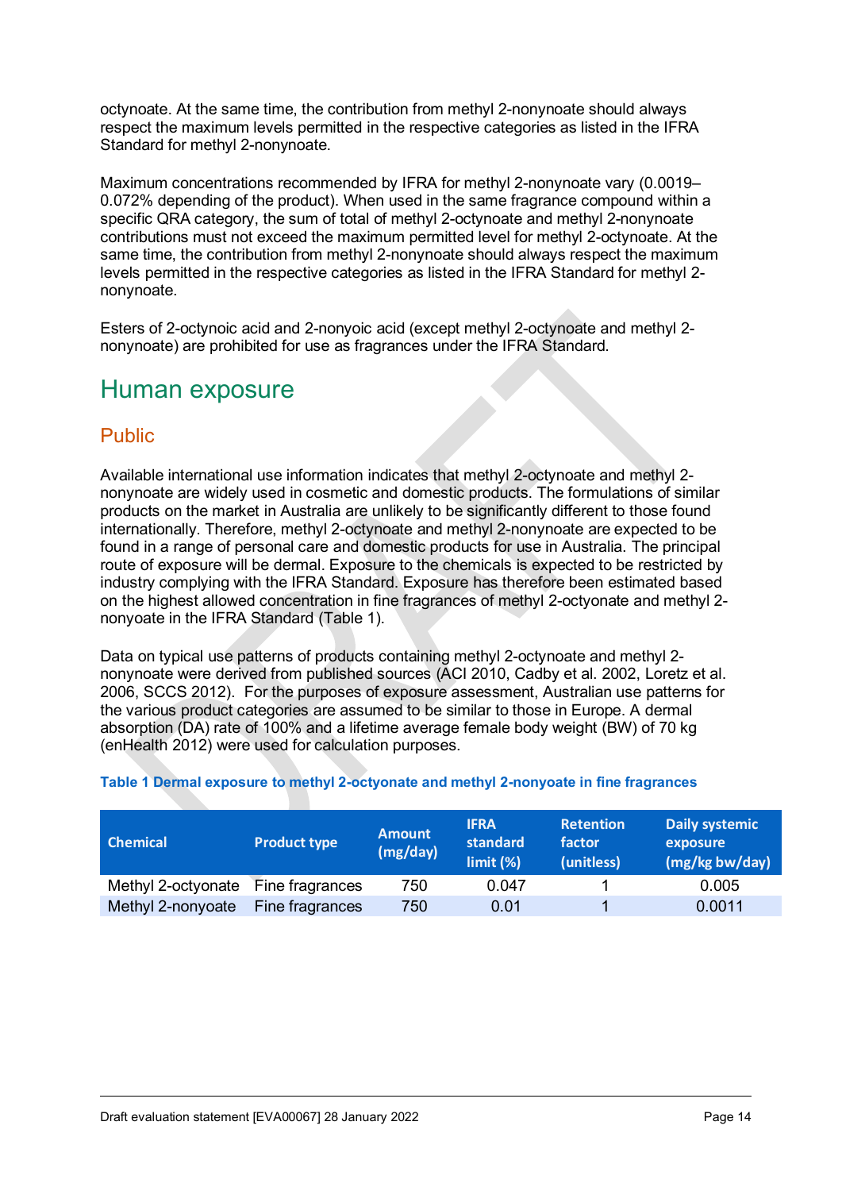octynoate. At the same time, the contribution from methyl 2-nonynoate should always respect the maximum levels permitted in the respective categories as listed in the IFRA Standard for methyl 2-nonynoate.

Maximum concentrations recommended by IFRA for methyl 2-nonynoate vary (0.0019–0.072% depending of the product). When used in the same fragrance compound within a specific QRA category, the sum of total of methyl 2-octynoate and methyl 2-nonynoate contributions must not exceed the maximum permitted level for methyl 2-octynoate. At the same time, the contribution from methyl 2-nonynoate should always respect the maximum levels permitted in the respective categories as listed in the IFRA Standard for methyl 2-nonynoate.

Esters of 2-octynoic acid and 2-nonyoic acid (except methyl 2-octynoate and methyl 2-nonynoate) are prohibited for use as fragrances under the IFRA Standard.

# Human exposure

## Public

Available international use information indicates that methyl 2-octynoate and methyl 2-nonynoate are widely used in cosmetic and domestic products. The formulations of similar products on the market in Australia are unlikely to be significantly different to those found internationally. Therefore, methyl 2-octynoate and methyl 2-nonynoate are expected to be found in a range of personal care and domestic products for use in Australia. The principal route of exposure will be dermal. Exposure to the chemicals is expected to be restricted by industry complying with the IFRA Standard. Exposure has therefore been estimated based on the highest allowed concentration in fine fragrances of methyl 2-octyonate and methyl 2-nonyoate in the IFRA Standard (Table 1).

Data on typical use patterns of products containing methyl 2-octynoate and methyl 2-nonynoate were derived from published sources (ACI 2010, Cadby et al. 2002, Loretz et al. 2006, SCCS 2012). For the purposes of exposure assessment, Australian use patterns for the various product categories are assumed to be similar to those in Europe. A dermal absorption (DA) rate of 100% and a lifetime average female body weight (BW) of 70 kg (enHealth 2012) were used for calculation purposes.

**Table 1 Dermal exposure to methyl 2-octyonate and methyl 2-nonyoate in fine fragrances**

| Chemical | Product type | Amount (mg/day) | IFRA standard limit (%) | Retention factor (unitless) | Daily systemic exposure (mg/kg bw/day) |
|---|---|---|---|---|---|
| Methyl 2-octyonate | Fine fragrances | 750 | 0.047 | 1 | 0.005 |
| Methyl 2-nonyoate | Fine fragrances | 750 | 0.01 | 1 | 0.0011 |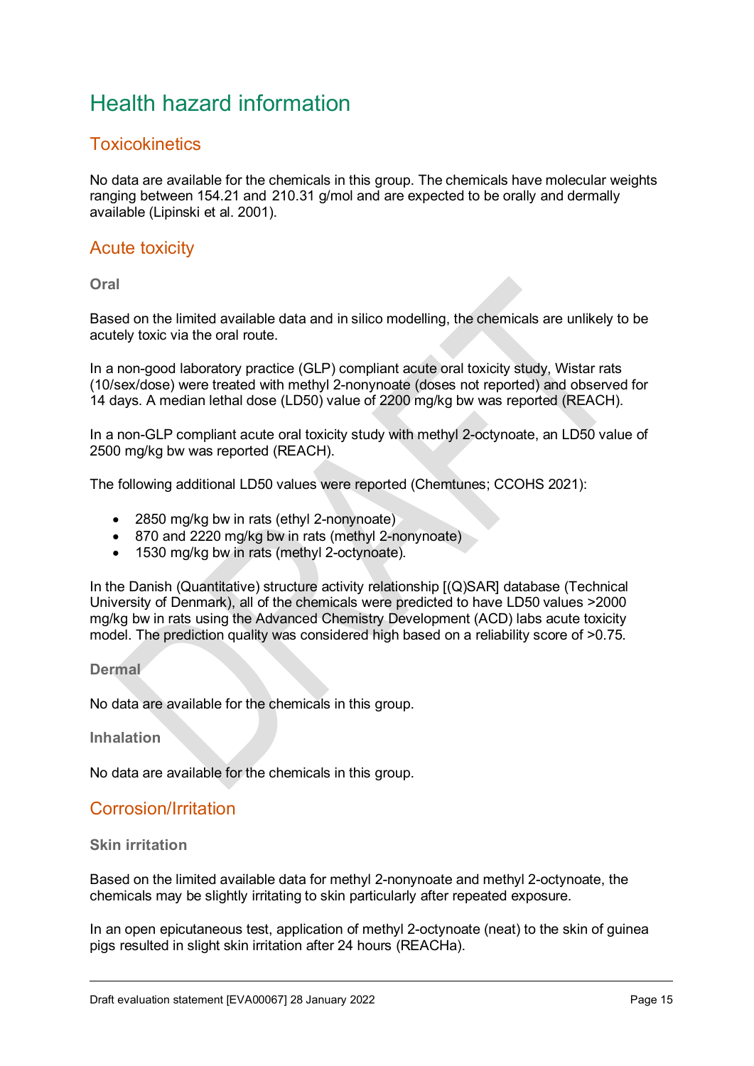# Health hazard information

## Toxicokinetics

No data are available for the chemicals in this group. The chemicals have molecular weights ranging between 154.21 and 210.31 g/mol and are expected to be orally and dermally available (Lipinski et al. 2001).

## Acute toxicity

### Oral

Based on the limited available data and in silico modelling, the chemicals are unlikely to be acutely toxic via the oral route.

In a non-good laboratory practice (GLP) compliant acute oral toxicity study, Wistar rats (10/sex/dose) were treated with methyl 2-nonynoate (doses not reported) and observed for 14 days. A median lethal dose (LD50) value of 2200 mg/kg bw was reported (REACH).

In a non-GLP compliant acute oral toxicity study with methyl 2-octynoate, an LD50 value of 2500 mg/kg bw was reported (REACH).

The following additional LD50 values were reported (Chemtunes; CCOHS 2021):

- 2850 mg/kg bw in rats (ethyl 2-nonynoate)
- 870 and 2220 mg/kg bw in rats (methyl 2-nonynoate)
- 1530 mg/kg bw in rats (methyl 2-octynoate).

In the Danish (Quantitative) structure activity relationship [(Q)SAR] database (Technical University of Denmark), all of the chemicals were predicted to have LD50 values >2000 mg/kg bw in rats using the Advanced Chemistry Development (ACD) labs acute toxicity model. The prediction quality was considered high based on a reliability score of >0.75.

### Dermal

No data are available for the chemicals in this group.

### Inhalation

No data are available for the chemicals in this group.

## Corrosion/Irritation

### Skin irritation

Based on the limited available data for methyl 2-nonynoate and methyl 2-octynoate, the chemicals may be slightly irritating to skin particularly after repeated exposure.

In an open epicutaneous test, application of methyl 2-octynoate (neat) to the skin of guinea pigs resulted in slight skin irritation after 24 hours (REACHa).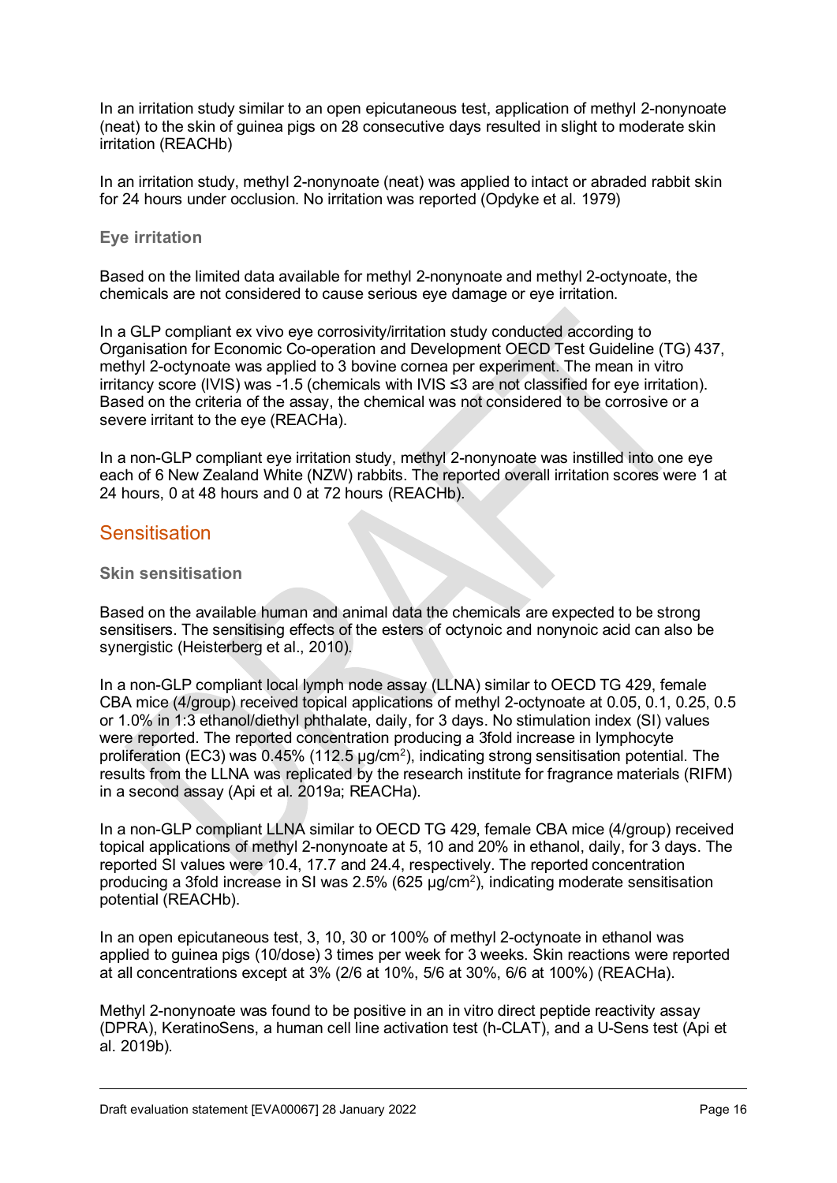In an irritation study similar to an open epicutaneous test, application of methyl 2-nonynoate (neat) to the skin of guinea pigs on 28 consecutive days resulted in slight to moderate skin irritation (REACHb)

In an irritation study, methyl 2-nonynoate (neat) was applied to intact or abraded rabbit skin for 24 hours under occlusion. No irritation was reported (Opdyke et al. 1979)

### Eye irritation

Based on the limited data available for methyl 2-nonynoate and methyl 2-octynoate, the chemicals are not considered to cause serious eye damage or eye irritation.

In a GLP compliant ex vivo eye corrosivity/irritation study conducted according to Organisation for Economic Co-operation and Development OECD Test Guideline (TG) 437, methyl 2-octynoate was applied to 3 bovine cornea per experiment. The mean in vitro irritancy score (IVIS) was -1.5 (chemicals with IVIS ≤3 are not classified for eye irritation). Based on the criteria of the assay, the chemical was not considered to be corrosive or a severe irritant to the eye (REACHa).

In a non-GLP compliant eye irritation study, methyl 2-nonynoate was instilled into one eye each of 6 New Zealand White (NZW) rabbits. The reported overall irritation scores were 1 at 24 hours, 0 at 48 hours and 0 at 72 hours (REACHb).

## Sensitisation

### Skin sensitisation

Based on the available human and animal data the chemicals are expected to be strong sensitisers. The sensitising effects of the esters of octynoic and nonynoic acid can also be synergistic (Heisterberg et al., 2010).

In a non-GLP compliant local lymph node assay (LLNA) similar to OECD TG 429, female CBA mice (4/group) received topical applications of methyl 2-octynoate at 0.05, 0.1, 0.25, 0.5 or 1.0% in 1:3 ethanol/diethyl phthalate, daily, for 3 days. No stimulation index (SI) values were reported. The reported concentration producing a 3fold increase in lymphocyte proliferation (EC3) was 0.45% (112.5 µg/cm$^2$), indicating strong sensitisation potential. The results from the LLNA was replicated by the research institute for fragrance materials (RIFM) in a second assay (Api et al. 2019a; REACHa).

In a non-GLP compliant LLNA similar to OECD TG 429, female CBA mice (4/group) received topical applications of methyl 2-nonynoate at 5, 10 and 20% in ethanol, daily, for 3 days. The reported SI values were 10.4, 17.7 and 24.4, respectively. The reported concentration producing a 3fold increase in SI was 2.5% (625 µg/cm$^2$), indicating moderate sensitisation potential (REACHb).

In an open epicutaneous test, 3, 10, 30 or 100% of methyl 2-octynoate in ethanol was applied to guinea pigs (10/dose) 3 times per week for 3 weeks. Skin reactions were reported at all concentrations except at 3% (2/6 at 10%, 5/6 at 30%, 6/6 at 100%) (REACHa).

Methyl 2-nonynoate was found to be positive in an in vitro direct peptide reactivity assay (DPRA), KeratinoSens, a human cell line activation test (h-CLAT), and a U-Sens test (Api et al. 2019b).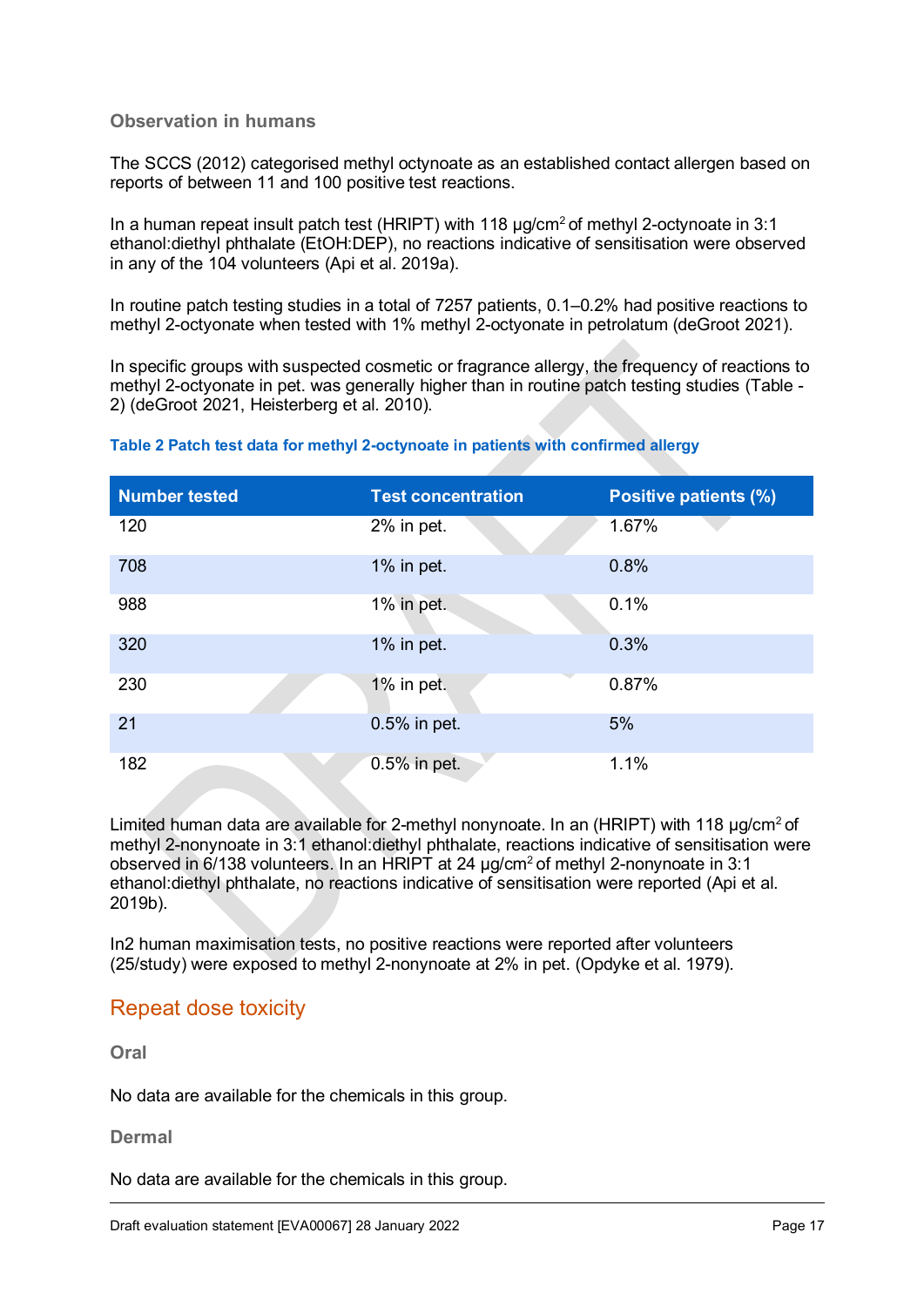### Observation in humans

The SCCS (2012) categorised methyl octynoate as an established contact allergen based on reports of between 11 and 100 positive test reactions.

In a human repeat insult patch test (HRIPT) with 118 µg/cm$^2$ of methyl 2-octynoate in 3:1 ethanol:diethyl phthalate (EtOH:DEP), no reactions indicative of sensitisation were observed in any of the 104 volunteers (Api et al. 2019a).

In routine patch testing studies in a total of 7257 patients, 0.1–0.2% had positive reactions to methyl 2-octyonate when tested with 1% methyl 2-octyonate in petrolatum (deGroot 2021).

In specific groups with suspected cosmetic or fragrance allergy, the frequency of reactions to methyl 2-octyonate in pet. was generally higher than in routine patch testing studies (Table - 2) (deGroot 2021, Heisterberg et al. 2010).

**Table 2 Patch test data for methyl 2-octynoate in patients with confirmed allergy**

| Number tested | Test concentration | Positive patients (%) |
|---|---|---|
| 120 | 2% in pet. | 1.67% |
| 708 | 1% in pet. | 0.8% |
| 988 | 1% in pet. | 0.1% |
| 320 | 1% in pet. | 0.3% |
| 230 | 1% in pet. | 0.87% |
| 21 | 0.5% in pet. | 5% |
| 182 | 0.5% in pet. | 1.1% |

Limited human data are available for 2-methyl nonynoate. In an (HRIPT) with 118 µg/cm$^2$ of methyl 2-nonynoate in 3:1 ethanol:diethyl phthalate, reactions indicative of sensitisation were observed in 6/138 volunteers. In an HRIPT at 24 µg/cm$^2$ of methyl 2-nonynoate in 3:1 ethanol:diethyl phthalate, no reactions indicative of sensitisation were reported (Api et al. 2019b).

In2 human maximisation tests, no positive reactions were reported after volunteers (25/study) were exposed to methyl 2-nonynoate at 2% in pet. (Opdyke et al. 1979).

## Repeat dose toxicity

### Oral

No data are available for the chemicals in this group.

### Dermal

No data are available for the chemicals in this group.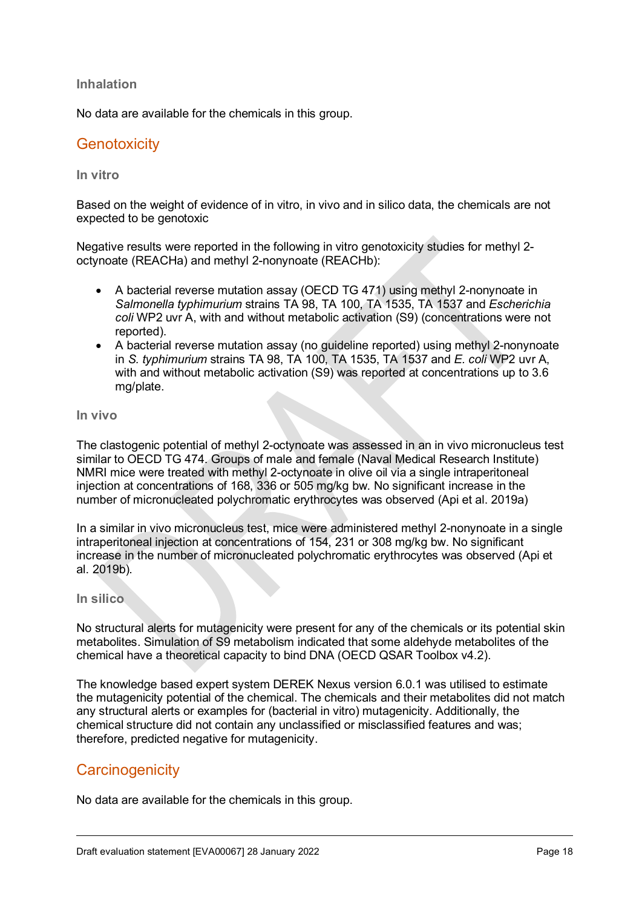### Inhalation

No data are available for the chemicals in this group.

## Genotoxicity

### In vitro

Based on the weight of evidence of in vitro, in vivo and in silico data, the chemicals are not expected to be genotoxic

Negative results were reported in the following in vitro genotoxicity studies for methyl 2-octynoate (REACHa) and methyl 2-nonynoate (REACHb):

- A bacterial reverse mutation assay (OECD TG 471) using methyl 2-nonynoate in *Salmonella typhimurium* strains TA 98, TA 100, TA 1535, TA 1537 and *Escherichia coli* WP2 uvr A, with and without metabolic activation (S9) (concentrations were not reported).
- A bacterial reverse mutation assay (no guideline reported) using methyl 2-nonynoate in *S. typhimurium* strains TA 98, TA 100, TA 1535, TA 1537 and *E. coli* WP2 uvr A, with and without metabolic activation (S9) was reported at concentrations up to 3.6 mg/plate.

### In vivo

The clastogenic potential of methyl 2-octynoate was assessed in an in vivo micronucleus test similar to OECD TG 474. Groups of male and female (Naval Medical Research Institute) NMRI mice were treated with methyl 2-octynoate in olive oil via a single intraperitoneal injection at concentrations of 168, 336 or 505 mg/kg bw. No significant increase in the number of micronucleated polychromatic erythrocytes was observed (Api et al. 2019a)

In a similar in vivo micronucleus test, mice were administered methyl 2-nonynoate in a single intraperitoneal injection at concentrations of 154, 231 or 308 mg/kg bw. No significant increase in the number of micronucleated polychromatic erythrocytes was observed (Api et al. 2019b).

### In silico

No structural alerts for mutagenicity were present for any of the chemicals or its potential skin metabolites. Simulation of S9 metabolism indicated that some aldehyde metabolites of the chemical have a theoretical capacity to bind DNA (OECD QSAR Toolbox v4.2).

The knowledge based expert system DEREK Nexus version 6.0.1 was utilised to estimate the mutagenicity potential of the chemical. The chemicals and their metabolites did not match any structural alerts or examples for (bacterial in vitro) mutagenicity. Additionally, the chemical structure did not contain any unclassified or misclassified features and was; therefore, predicted negative for mutagenicity.

## Carcinogenicity

No data are available for the chemicals in this group.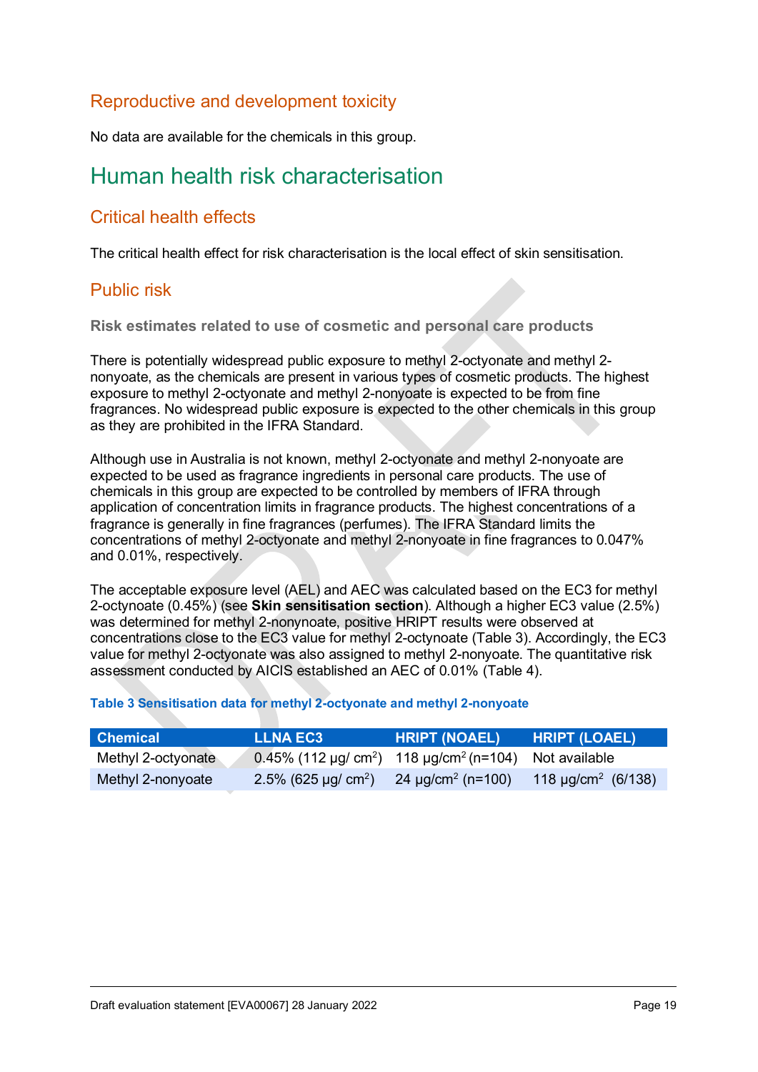## Reproductive and development toxicity

No data are available for the chemicals in this group.

# Human health risk characterisation

## Critical health effects

The critical health effect for risk characterisation is the local effect of skin sensitisation.

## Public risk

### Risk estimates related to use of cosmetic and personal care products

There is potentially widespread public exposure to methyl 2-octyonate and methyl 2-nonyoate, as the chemicals are present in various types of cosmetic products. The highest exposure to methyl 2-octyonate and methyl 2-nonyoate is expected to be from fine fragrances. No widespread public exposure is expected to the other chemicals in this group as they are prohibited in the IFRA Standard.

Although use in Australia is not known, methyl 2-octyonate and methyl 2-nonyoate are expected to be used as fragrance ingredients in personal care products. The use of chemicals in this group are expected to be controlled by members of IFRA through application of concentration limits in fragrance products. The highest concentrations of a fragrance is generally in fine fragrances (perfumes). The IFRA Standard limits the concentrations of methyl 2-octyonate and methyl 2-nonyoate in fine fragrances to 0.047% and 0.01%, respectively.

The acceptable exposure level (AEL) and AEC was calculated based on the EC3 for methyl 2-octyonate (0.45%) (see **Skin sensitisation section**). Although a higher EC3 value (2.5%) was determined for methyl 2-nonynoate, positive HRIPT results were observed at concentrations close to the EC3 value for methyl 2-octyonate (Table 3). Accordingly, the EC3 value for methyl 2-octyonate was also assigned to methyl 2-nonyoate. The quantitative risk assessment conducted by AICIS established an AEC of 0.01% (Table 4).

**Table 3 Sensitisation data for methyl 2-octyonate and methyl 2-nonyoate**

| Chemical | LLNA EC3 | HRIPT (NOAEL) | HRIPT (LOAEL) |
|---|---|---|---|
| Methyl 2-octyonate | 0.45% (112 µg/ $cm^2$) | 118 µg/$cm^2$ (n=104) | Not available |
| Methyl 2-nonyoate | 2.5% (625 µg/ $cm^2$) | 24 µg/$cm^2$ (n=100) | 118 µg/$cm^2$ (6/138) |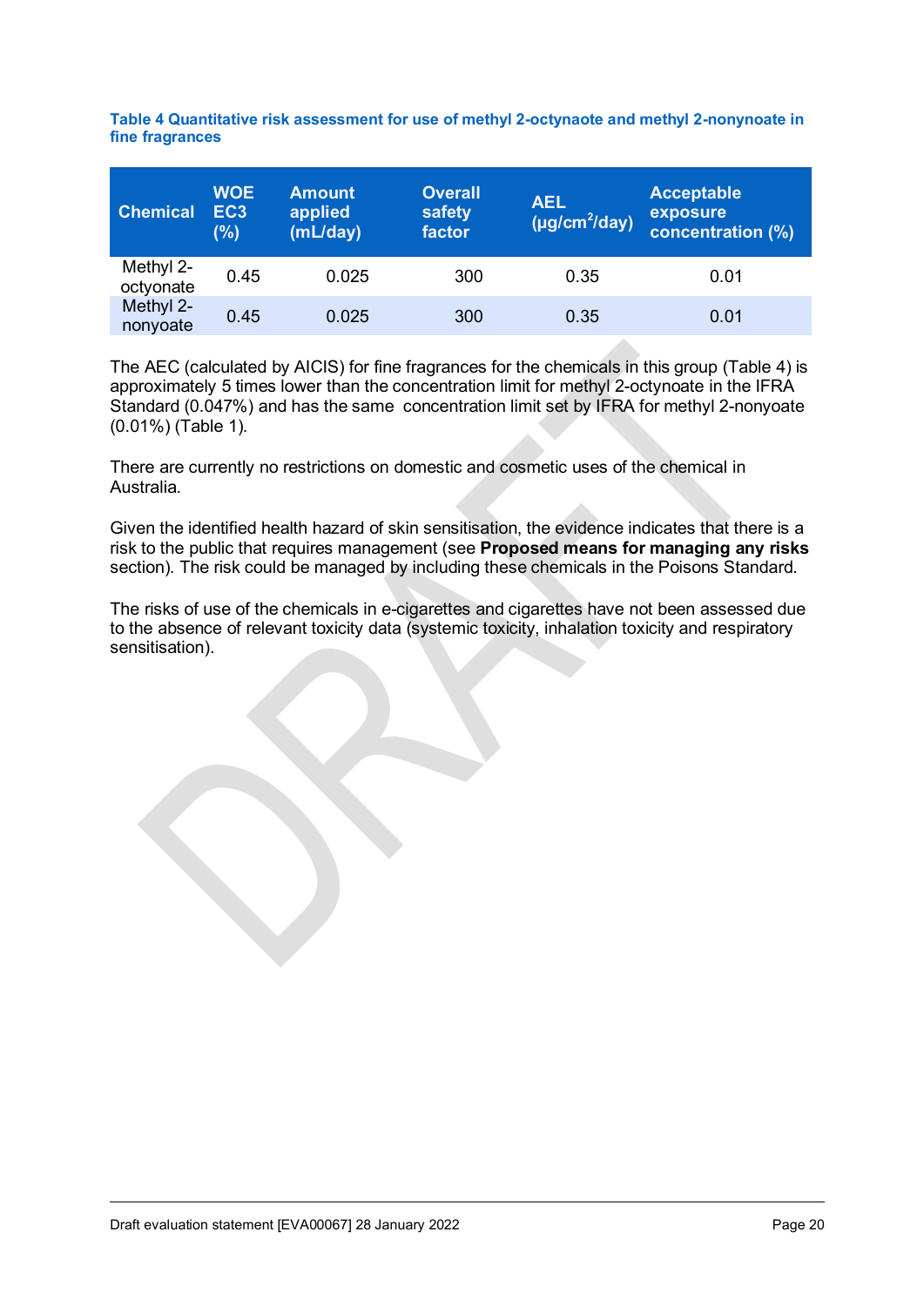**Table 4 Quantitative risk assessment for use of methyl 2-octynaote and methyl 2-nonynoate in fine fragrances**

| Chemical | WOE EC3 (%) | Amount applied (mL/day) | Overall safety factor | AEL ($\mu g/cm^2/day$) | Acceptable exposure concentration (%) |
|---|---|---|---|---|---|
| Methyl 2-octyonate | 0.45 | 0.025 | 300 | 0.35 | 0.01 |
| Methyl 2-nonyoate | 0.45 | 0.025 | 300 | 0.35 | 0.01 |

The AEC (calculated by AICIS) for fine fragrances for the chemicals in this group (Table 4) is approximately 5 times lower than the concentration limit for methyl 2-octynoate in the IFRA Standard (0.047%) and has the same concentration limit set by IFRA for methyl 2-nonyoate (0.01%) (Table 1).

There are currently no restrictions on domestic and cosmetic uses of the chemical in Australia.

Given the identified health hazard of skin sensitisation, the evidence indicates that there is a risk to the public that requires management (see **Proposed means for managing any risks** section). The risk could be managed by including these chemicals in the Poisons Standard.

The risks of use of the chemicals in e-cigarettes and cigarettes have not been assessed due to the absence of relevant toxicity data (systemic toxicity, inhalation toxicity and respiratory sensitisation).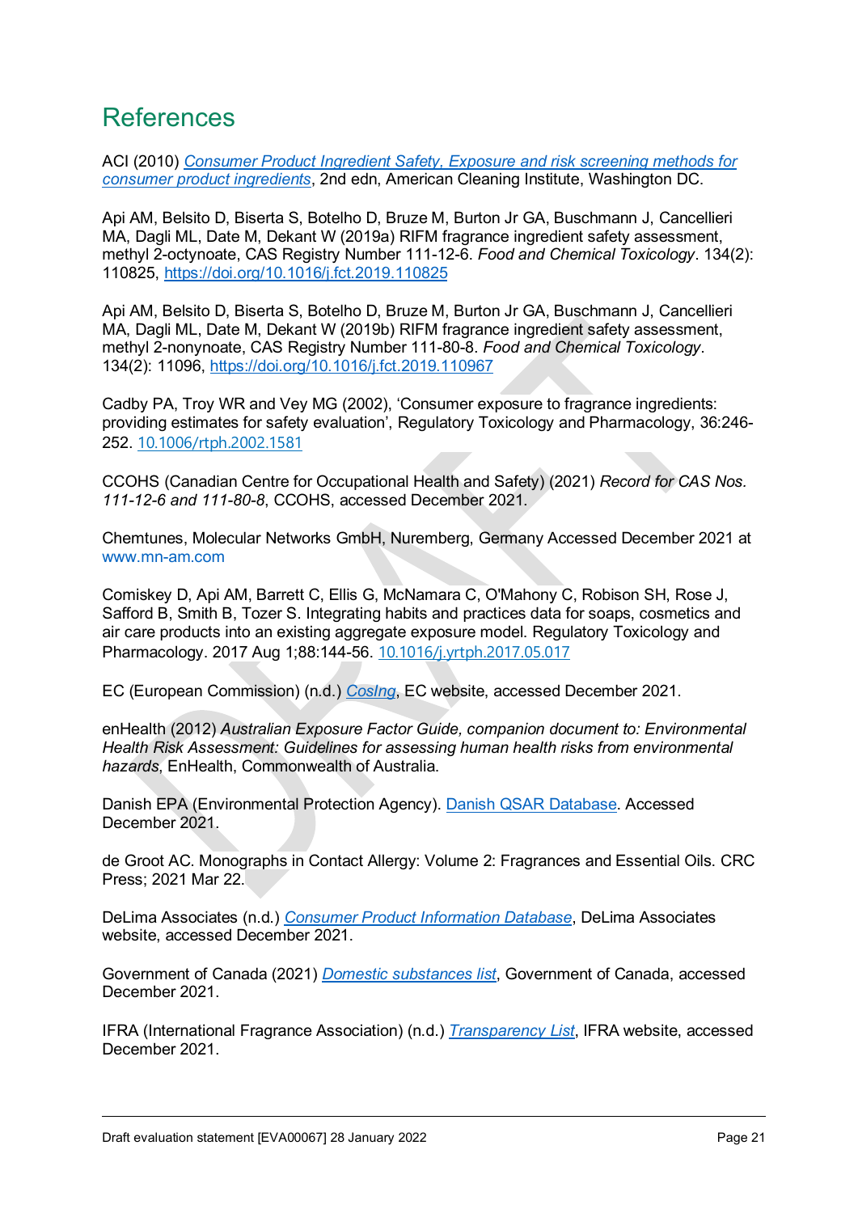# References

ACI (2010) [*Consumer Product Ingredient Safety, Exposure and risk screening methods for consumer product ingredients*](), 2nd edn, American Cleaning Institute, Washington DC.

Api AM, Belsito D, Biserta S, Botelho D, Bruze M, Burton Jr GA, Buschmann J, Cancellieri MA, Dagli ML, Date M, Dekant W (2019a) RIFM fragrance ingredient safety assessment, methyl 2-octynoate, CAS Registry Number 111-12-6. *Food and Chemical Toxicology*. 134(2): 110825, https://doi.org/10.1016/j.fct.2019.110825

Api AM, Belsito D, Biserta S, Botelho D, Bruze M, Burton Jr GA, Buschmann J, Cancellieri MA, Dagli ML, Date M, Dekant W (2019b) RIFM fragrance ingredient safety assessment, methyl 2-nonynoate, CAS Registry Number 111-80-8. *Food and Chemical Toxicology*. 134(2): 11096, https://doi.org/10.1016/j.fct.2019.110967

Cadby PA, Troy WR and Vey MG (2002), 'Consumer exposure to fragrance ingredients: providing estimates for safety evaluation', Regulatory Toxicology and Pharmacology, 36:246-252. 10.1006/rtph.2002.1581

CCOHS (Canadian Centre for Occupational Health and Safety) (2021) *Record for CAS Nos. 111-12-6 and 111-80-8*, CCOHS, accessed December 2021.

Chemtunes, Molecular Networks GmbH, Nuremberg, Germany Accessed December 2021 at www.mn-am.com

Comiskey D, Api AM, Barrett C, Ellis G, McNamara C, O'Mahony C, Robison SH, Rose J, Safford B, Smith B, Tozer S. Integrating habits and practices data for soaps, cosmetics and air care products into an existing aggregate exposure model. Regulatory Toxicology and Pharmacology. 2017 Aug 1;88:144-56. 10.1016/j.yrtph.2017.05.017

EC (European Commission) (n.d.) [*CosIng*](), EC website, accessed December 2021.

enHealth (2012) *Australian Exposure Factor Guide, companion document to: Environmental Health Risk Assessment: Guidelines for assessing human health risks from environmental hazards*, EnHealth, Commonwealth of Australia.

Danish EPA (Environmental Protection Agency). [Danish QSAR Database](). Accessed December 2021.

de Groot AC. Monographs in Contact Allergy: Volume 2: Fragrances and Essential Oils. CRC Press; 2021 Mar 22.

DeLima Associates (n.d.) [*Consumer Product Information Database*](), DeLima Associates website, accessed December 2021.

Government of Canada (2021) [*Domestic substances list*](), Government of Canada, accessed December 2021.

IFRA (International Fragrance Association) (n.d.) [*Transparency List*](), IFRA website, accessed December 2021.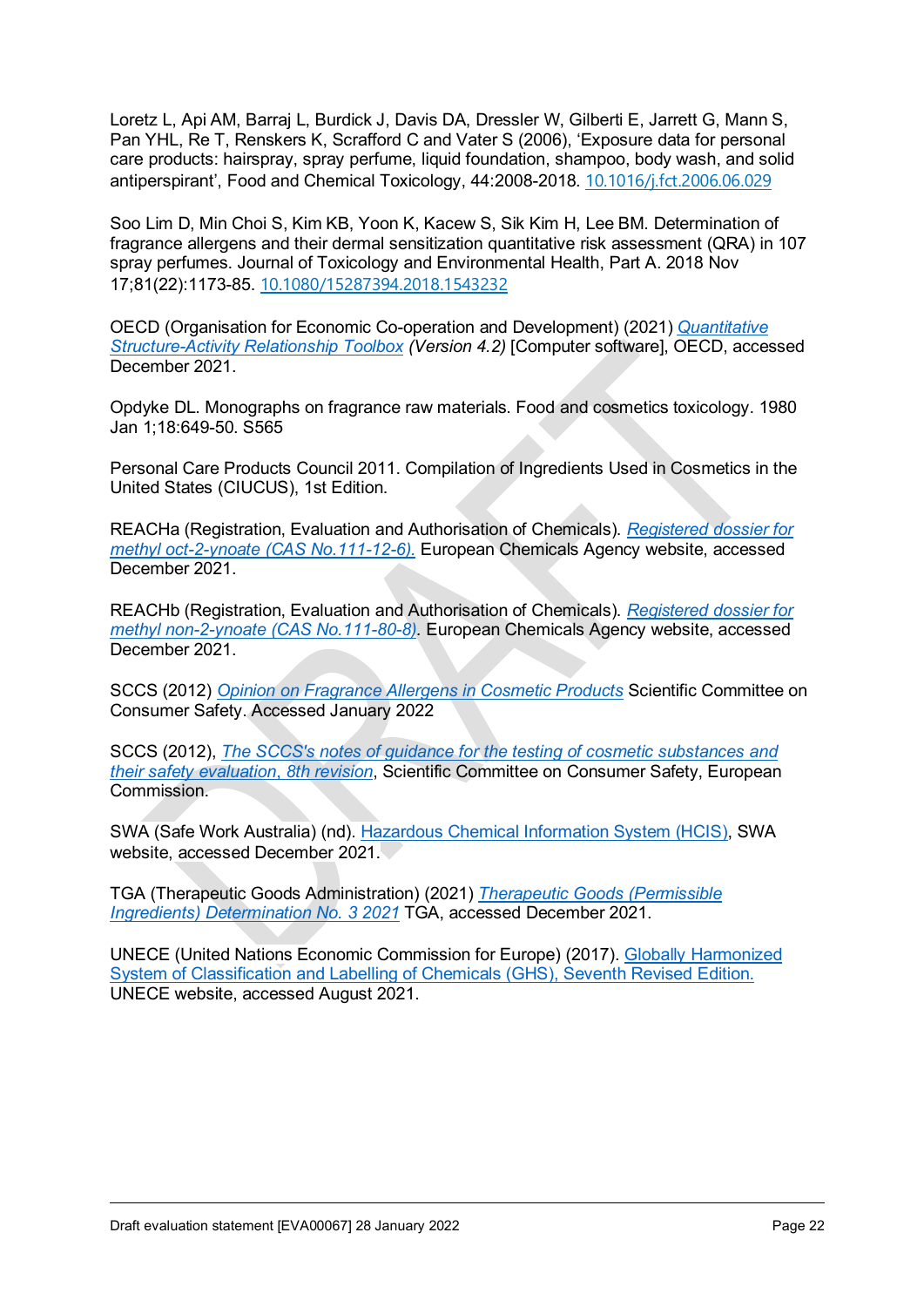Loretz L, Api AM, Barraj L, Burdick J, Davis DA, Dressler W, Gilberti E, Jarrett G, Mann S, Pan YHL, Re T, Renskers K, Scrafford C and Vater S (2006), 'Exposure data for personal care products: hairspray, spray perfume, liquid foundation, shampoo, body wash, and solid antiperspirant', Food and Chemical Toxicology, 44:2008-2018. 10.1016/j.fct.2006.06.029

Soo Lim D, Min Choi S, Kim KB, Yoon K, Kacew S, Sik Kim H, Lee BM. Determination of fragrance allergens and their dermal sensitization quantitative risk assessment (QRA) in 107 spray perfumes. Journal of Toxicology and Environmental Health, Part A. 2018 Nov 17;81(22):1173-85. 10.1080/15287394.2018.1543232

OECD (Organisation for Economic Co-operation and Development) (2021) *Quantitative Structure-Activity Relationship Toolbox (Version 4.2)* [Computer software], OECD, accessed December 2021.

Opdyke DL. Monographs on fragrance raw materials. Food and cosmetics toxicology. 1980 Jan 1;18:649-50. S565

Personal Care Products Council 2011. Compilation of Ingredients Used in Cosmetics in the United States (CIUCUS), 1st Edition.

REACHa (Registration, Evaluation and Authorisation of Chemicals). *Registered dossier for methyl oct-2-ynoate (CAS No.111-12-6).* European Chemicals Agency website, accessed December 2021.

REACHb (Registration, Evaluation and Authorisation of Chemicals). *Registered dossier for methyl non-2-ynoate (CAS No.111-80-8).* European Chemicals Agency website, accessed December 2021.

SCCS (2012) *Opinion on Fragrance Allergens in Cosmetic Products* Scientific Committee on Consumer Safety. Accessed January 2022

SCCS (2012), *The SCCS's notes of guidance for the testing of cosmetic substances and their safety evaluation, 8th revision*, Scientific Committee on Consumer Safety, European Commission.

SWA (Safe Work Australia) (nd). Hazardous Chemical Information System (HCIS), SWA website, accessed December 2021.

TGA (Therapeutic Goods Administration) (2021) *Therapeutic Goods (Permissible Ingredients) Determination No. 3 2021* TGA, accessed December 2021.

UNECE (United Nations Economic Commission for Europe) (2017). Globally Harmonized System of Classification and Labelling of Chemicals (GHS), Seventh Revised Edition. UNECE website, accessed August 2021.